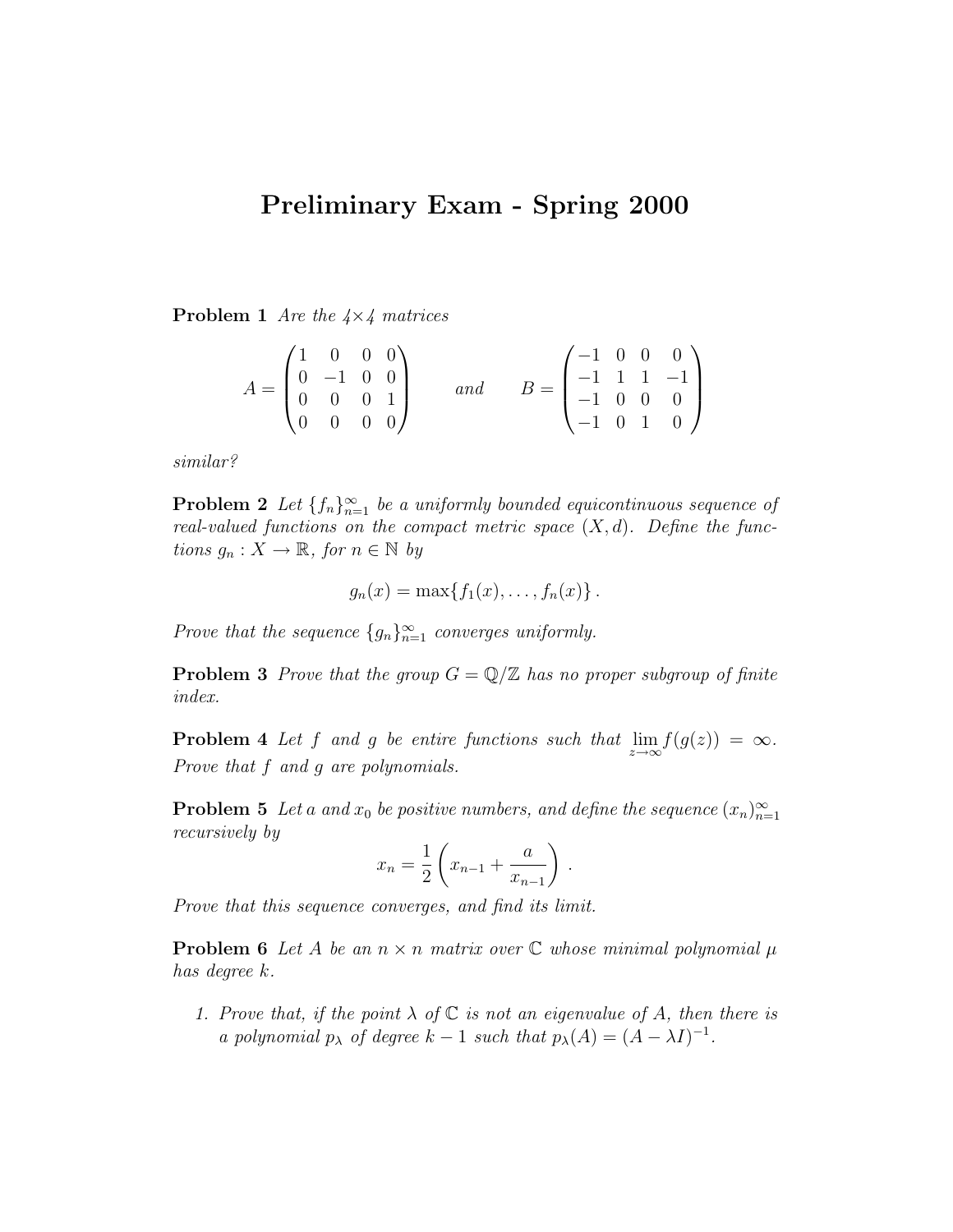# Preliminary Exam - Spring 2000

**Problem 1** *Are the $4\times 4$ matrices*

$$A = \begin{pmatrix} 1 & 0 & 0 & 0 \\ 0 & -1 & 0 & 0 \\ 0 & 0 & 0 & 1 \\ 0 & 0 & 0 & 0 \end{pmatrix} \qquad \text{and} \qquad B = \begin{pmatrix} -1 & 0 & 0 & 0 \\ -1 & 1 & 1 & -1 \\ -1 & 0 & 0 & 0 \\ -1 & 0 & 1 & 0 \end{pmatrix}$$

*similar?*

**Problem 2** *Let $\{f_n\}_{n=1}^{\infty}$ be a uniformly bounded equicontinuous sequence of real-valued functions on the compact metric space $(X, d)$. Define the functions $g_n : X \to \mathbb{R}$, for $n \in \mathbb{N}$ by*

$$g_n(x) = \max\{f_1(x), \ldots, f_n(x)\}.$$

*Prove that the sequence $\{g_n\}_{n=1}^{\infty}$ converges uniformly.*

**Problem 3** *Prove that the group $G = \mathbb{Q}/\mathbb{Z}$ has no proper subgroup of finite index.*

**Problem 4** *Let $f$ and $g$ be entire functions such that $\lim_{z\to\infty} f(g(z)) = \infty$. Prove that $f$ and $g$ are polynomials.*

**Problem 5** *Let $a$ and $x_0$ be positive numbers, and define the sequence $(x_n)_{n=1}^{\infty}$ recursively by*

$$x_n = \frac{1}{2}\left(x_{n-1} + \frac{a}{x_{n-1}}\right).$$

*Prove that this sequence converges, and find its limit.*

**Problem 6** *Let $A$ be an $n \times n$ matrix over $\mathbb{C}$ whose minimal polynomial $\mu$ has degree $k$.*

1. *Prove that, if the point $\lambda$ of $\mathbb{C}$ is not an eigenvalue of $A$, then there is a polynomial $p_\lambda$ of degree $k-1$ such that $p_\lambda(A) = (A - \lambda I)^{-1}$.*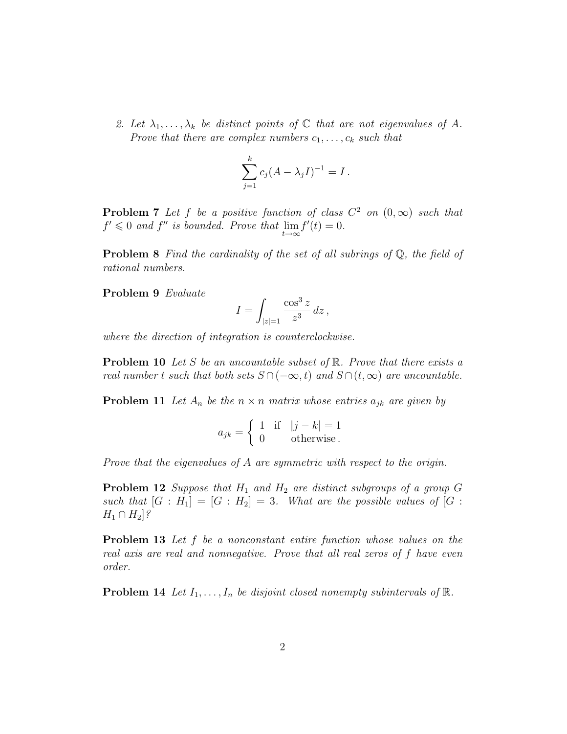2. *Let $\lambda_1, \dots, \lambda_k$ be distinct points of $\mathbb{C}$ that are not eigenvalues of $A$. Prove that there are complex numbers $c_1, \dots, c_k$ such that*

$$\sum_{j=1}^{k} c_j (A - \lambda_j I)^{-1} = I \,.$$

**Problem 7** *Let $f$ be a positive function of class $C^2$ on $(0, \infty)$ such that $f' \leqslant 0$ and $f''$ is bounded. Prove that $\lim_{t \to \infty} f'(t) = 0$.*

**Problem 8** *Find the cardinality of the set of all subrings of $\mathbb{Q}$, the field of rational numbers.*

**Problem 9** *Evaluate*

$$I = \int_{|z|=1} \frac{\cos^3 z}{z^3} \, dz \,,$$

*where the direction of integration is counterclockwise.*

**Problem 10** *Let $S$ be an uncountable subset of $\mathbb{R}$. Prove that there exists a real number $t$ such that both sets $S \cap (-\infty, t)$ and $S \cap (t, \infty)$ are uncountable.*

**Problem 11** *Let $A_n$ be the $n \times n$ matrix whose entries $a_{jk}$ are given by*

$$a_{jk} = \begin{cases} 1 & \text{if} \quad |j - k| = 1 \\ 0 & \quad \text{otherwise} \,. \end{cases}$$

*Prove that the eigenvalues of $A$ are symmetric with respect to the origin.*

**Problem 12** *Suppose that $H_1$ and $H_2$ are distinct subgroups of a group $G$ such that $[G : H_1] = [G : H_2] = 3$. What are the possible values of $[G : H_1 \cap H_2]$?*

**Problem 13** *Let $f$ be a nonconstant entire function whose values on the real axis are real and nonnegative. Prove that all real zeros of $f$ have even order.*

**Problem 14** *Let $I_1, \dots, I_n$ be disjoint closed nonempty subintervals of $\mathbb{R}$.*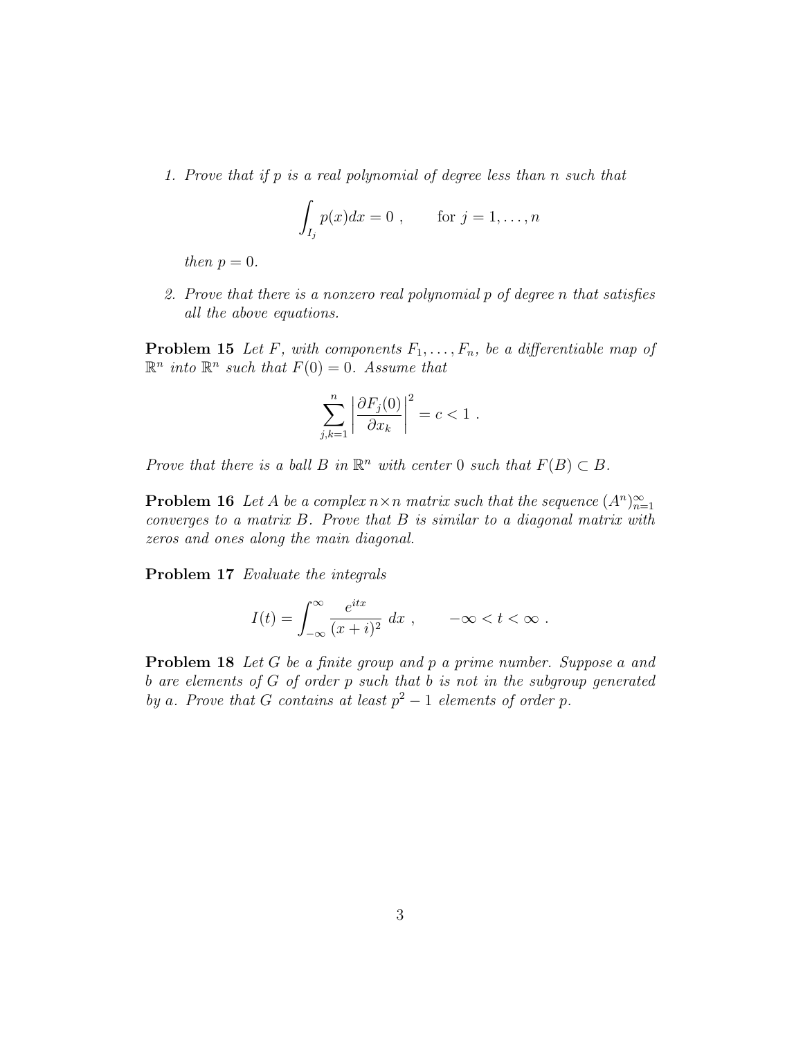1. *Prove that if $p$ is a real polynomial of degree less than $n$ such that*

$$\int_{I_j} p(x)dx = 0 \ , \qquad \text{for } j = 1, \ldots, n$$

*then $p = 0$.*

2. *Prove that there is a nonzero real polynomial $p$ of degree $n$ that satisfies all the above equations.*

**Problem 15** *Let $F$, with components $F_1, \ldots, F_n$, be a differentiable map of $\mathbb{R}^n$ into $\mathbb{R}^n$ such that $F(0) = 0$. Assume that*

$$\sum_{j,k=1}^{n} \left| \frac{\partial F_j(0)}{\partial x_k} \right|^2 = c < 1 \ .$$

*Prove that there is a ball $B$ in $\mathbb{R}^n$ with center $0$ such that $F(B) \subset B$.*

**Problem 16** *Let $A$ be a complex $n \times n$ matrix such that the sequence $(A^n)_{n=1}^{\infty}$ converges to a matrix $B$. Prove that $B$ is similar to a diagonal matrix with zeros and ones along the main diagonal.*

**Problem 17** *Evaluate the integrals*

$$I(t) = \int_{-\infty}^{\infty} \frac{e^{itx}}{(x+i)^2} \ dx \ , \qquad -\infty < t < \infty \ .$$

**Problem 18** *Let $G$ be a finite group and $p$ a prime number. Suppose $a$ and $b$ are elements of $G$ of order $p$ such that $b$ is not in the subgroup generated by $a$. Prove that $G$ contains at least $p^2 - 1$ elements of order $p$.*